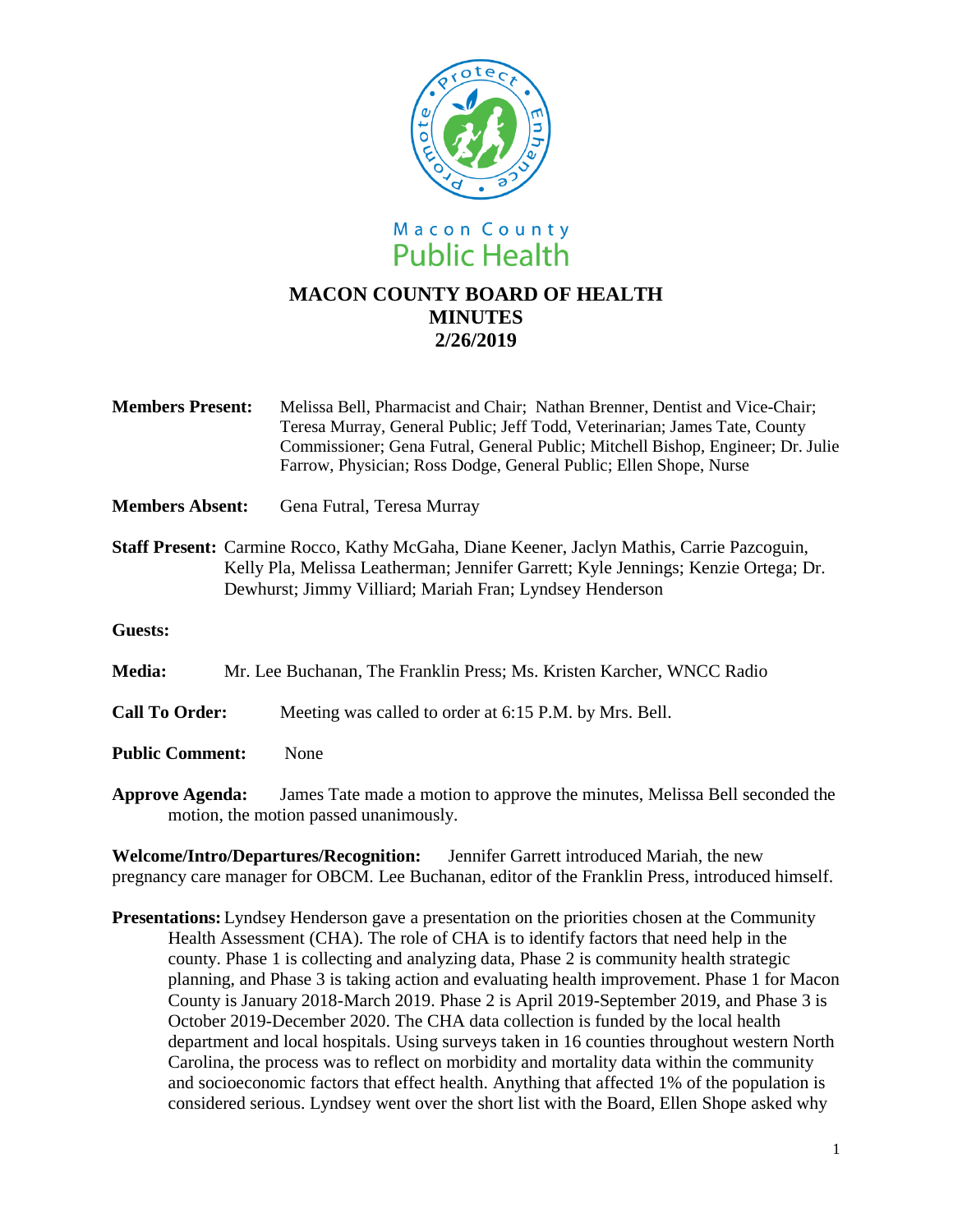Macon County
Public Health

# MACON COUNTY BOARD OF HEALTH
# MINUTES
# 2/26/2019

**Members Present:** Melissa Bell, Pharmacist and Chair; Nathan Brenner, Dentist and Vice-Chair; Teresa Murray, General Public; Jeff Todd, Veterinarian; James Tate, County Commissioner; Gena Futral, General Public; Mitchell Bishop, Engineer; Dr. Julie Farrow, Physician; Ross Dodge, General Public; Ellen Shope, Nurse

**Members Absent:** Gena Futral, Teresa Murray

**Staff Present:** Carmine Rocco, Kathy McGaha, Diane Keener, Jaclyn Mathis, Carrie Pazcoguin, Kelly Pla, Melissa Leatherman; Jennifer Garrett; Kyle Jennings; Kenzie Ortega; Dr. Dewhurst; Jimmy Villiard; Mariah Fran; Lyndsey Henderson

**Guests:**

**Media:** Mr. Lee Buchanan, The Franklin Press; Ms. Kristen Karcher, WNCC Radio

**Call To Order:** Meeting was called to order at 6:15 P.M. by Mrs. Bell.

**Public Comment:** None

**Approve Agenda:** James Tate made a motion to approve the minutes, Melissa Bell seconded the motion, the motion passed unanimously.

**Welcome/Intro/Departures/Recognition:** Jennifer Garrett introduced Mariah, the new pregnancy care manager for OBCM. Lee Buchanan, editor of the Franklin Press, introduced himself.

**Presentations:** Lyndsey Henderson gave a presentation on the priorities chosen at the Community Health Assessment (CHA). The role of CHA is to identify factors that need help in the county. Phase 1 is collecting and analyzing data, Phase 2 is community health strategic planning, and Phase 3 is taking action and evaluating health improvement. Phase 1 for Macon County is January 2018-March 2019. Phase 2 is April 2019-September 2019, and Phase 3 is October 2019-December 2020. The CHA data collection is funded by the local health department and local hospitals. Using surveys taken in 16 counties throughout western North Carolina, the process was to reflect on morbidity and mortality data within the community and socioeconomic factors that effect health. Anything that affected 1% of the population is considered serious. Lyndsey went over the short list with the Board, Ellen Shope asked why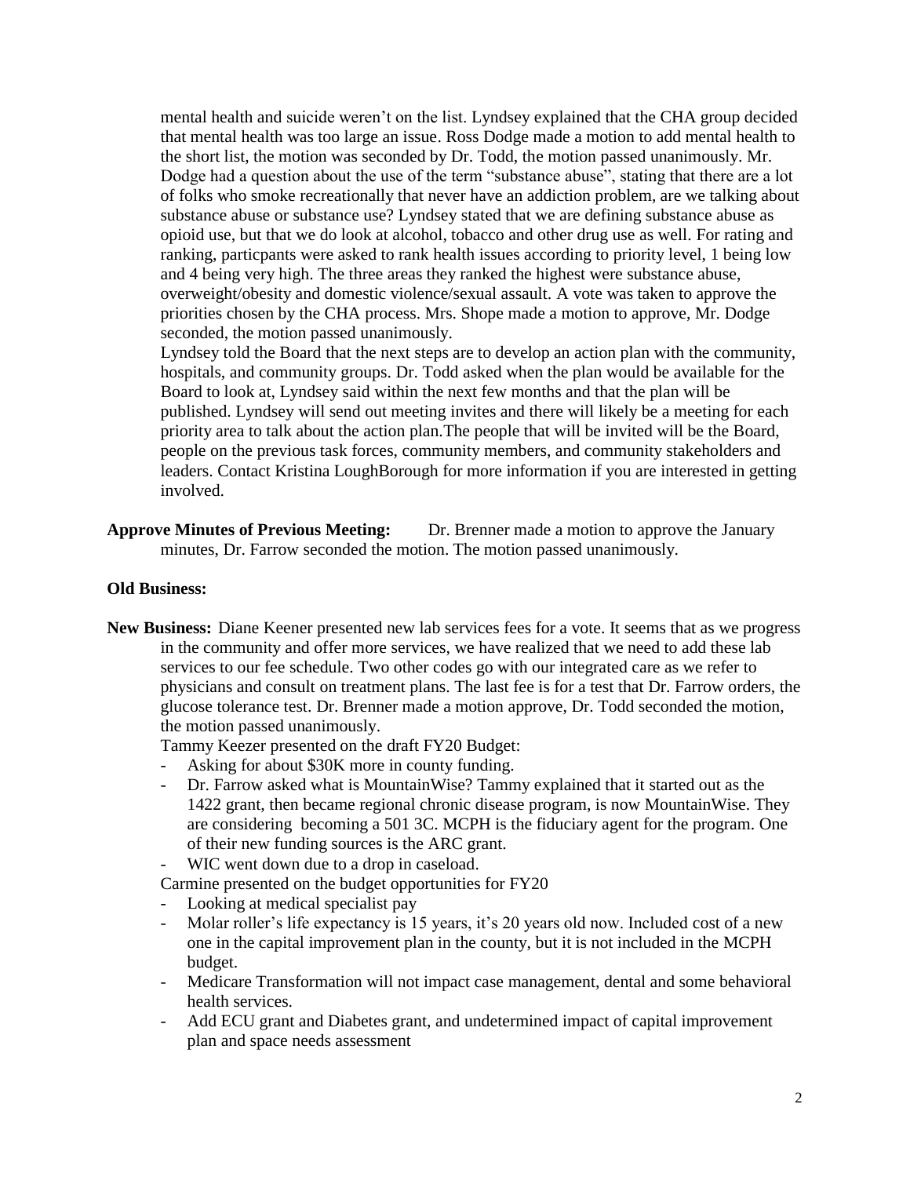mental health and suicide weren't on the list. Lyndsey explained that the CHA group decided that mental health was too large an issue. Ross Dodge made a motion to add mental health to the short list, the motion was seconded by Dr. Todd, the motion passed unanimously. Mr. Dodge had a question about the use of the term "substance abuse", stating that there are a lot of folks who smoke recreationally that never have an addiction problem, are we talking about substance abuse or substance use? Lyndsey stated that we are defining substance abuse as opioid use, but that we do look at alcohol, tobacco and other drug use as well. For rating and ranking, particpants were asked to rank health issues according to priority level, 1 being low and 4 being very high. The three areas they ranked the highest were substance abuse, overweight/obesity and domestic violence/sexual assault. A vote was taken to approve the priorities chosen by the CHA process. Mrs. Shope made a motion to approve, Mr. Dodge seconded, the motion passed unanimously.

Lyndsey told the Board that the next steps are to develop an action plan with the community, hospitals, and community groups. Dr. Todd asked when the plan would be available for the Board to look at, Lyndsey said within the next few months and that the plan will be published. Lyndsey will send out meeting invites and there will likely be a meeting for each priority area to talk about the action plan.The people that will be invited will be the Board, people on the previous task forces, community members, and community stakeholders and leaders. Contact Kristina LoughBorough for more information if you are interested in getting involved.

**Approve Minutes of Previous Meeting:** Dr. Brenner made a motion to approve the January minutes, Dr. Farrow seconded the motion. The motion passed unanimously.

**Old Business:**

**New Business:** Diane Keener presented new lab services fees for a vote. It seems that as we progress in the community and offer more services, we have realized that we need to add these lab services to our fee schedule. Two other codes go with our integrated care as we refer to physicians and consult on treatment plans. The last fee is for a test that Dr. Farrow orders, the glucose tolerance test. Dr. Brenner made a motion approve, Dr. Todd seconded the motion, the motion passed unanimously.

Tammy Keezer presented on the draft FY20 Budget:

- Asking for about $30K more in county funding.
- Dr. Farrow asked what is MountainWise? Tammy explained that it started out as the 1422 grant, then became regional chronic disease program, is now MountainWise. They are considering becoming a 501 3C. MCPH is the fiduciary agent for the program. One of their new funding sources is the ARC grant.
- WIC went down due to a drop in caseload.

Carmine presented on the budget opportunities for FY20

- Looking at medical specialist pay
- Molar roller's life expectancy is 15 years, it's 20 years old now. Included cost of a new one in the capital improvement plan in the county, but it is not included in the MCPH budget.
- Medicare Transformation will not impact case management, dental and some behavioral health services.
- Add ECU grant and Diabetes grant, and undetermined impact of capital improvement plan and space needs assessment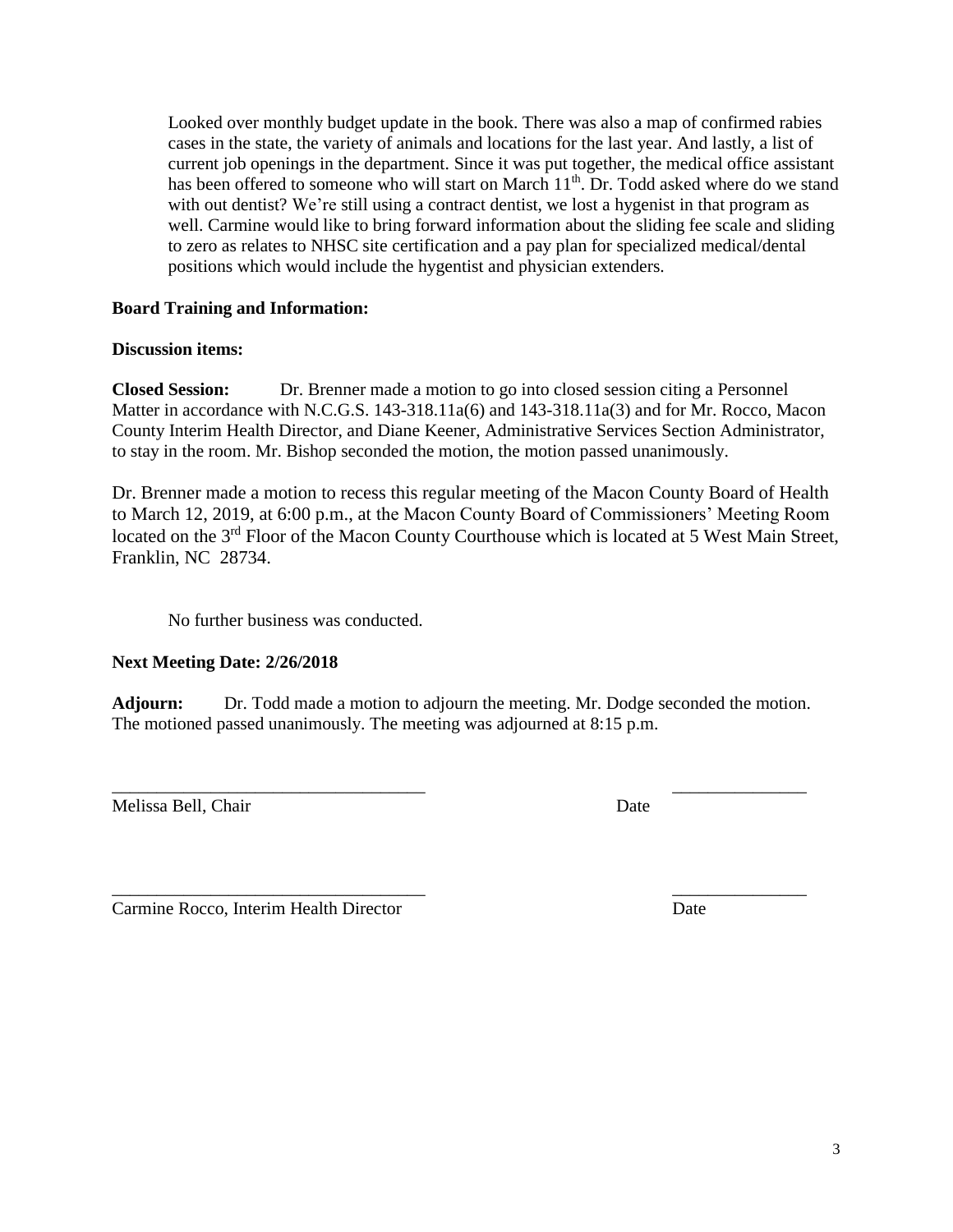Looked over monthly budget update in the book. There was also a map of confirmed rabies cases in the state, the variety of animals and locations for the last year. And lastly, a list of current job openings in the department. Since it was put together, the medical office assistant has been offered to someone who will start on March 11th. Dr. Todd asked where do we stand with out dentist? We're still using a contract dentist, we lost a hygenist in that program as well. Carmine would like to bring forward information about the sliding fee scale and sliding to zero as relates to NHSC site certification and a pay plan for specialized medical/dental positions which would include the hygentist and physician extenders.

**Board Training and Information:**

**Discussion items:**

**Closed Session:** Dr. Brenner made a motion to go into closed session citing a Personnel Matter in accordance with N.C.G.S. 143-318.11a(6) and 143-318.11a(3) and for Mr. Rocco, Macon County Interim Health Director, and Diane Keener, Administrative Services Section Administrator, to stay in the room. Mr. Bishop seconded the motion, the motion passed unanimously.

Dr. Brenner made a motion to recess this regular meeting of the Macon County Board of Health to March 12, 2019, at 6:00 p.m., at the Macon County Board of Commissioners' Meeting Room located on the 3rd Floor of the Macon County Courthouse which is located at 5 West Main Street, Franklin, NC 28734.

No further business was conducted.

**Next Meeting Date: 2/26/2018**

**Adjourn:** Dr. Todd made a motion to adjourn the meeting. Mr. Dodge seconded the motion. The motioned passed unanimously. The meeting was adjourned at 8:15 p.m.

\_\_\_\_\_\_\_\_\_\_\_\_\_\_\_\_\_\_\_\_\_\_\_\_\_\_\_\_\_\_\_\_\_\_\_ \_\_\_\_\_\_\_\_\_\_\_\_\_\_\_

Melissa Bell, Chair Date

\_\_\_\_\_\_\_\_\_\_\_\_\_\_\_\_\_\_\_\_\_\_\_\_\_\_\_\_\_\_\_\_\_\_\_ \_\_\_\_\_\_\_\_\_\_\_\_\_\_\_

Carmine Rocco, Interim Health Director Date